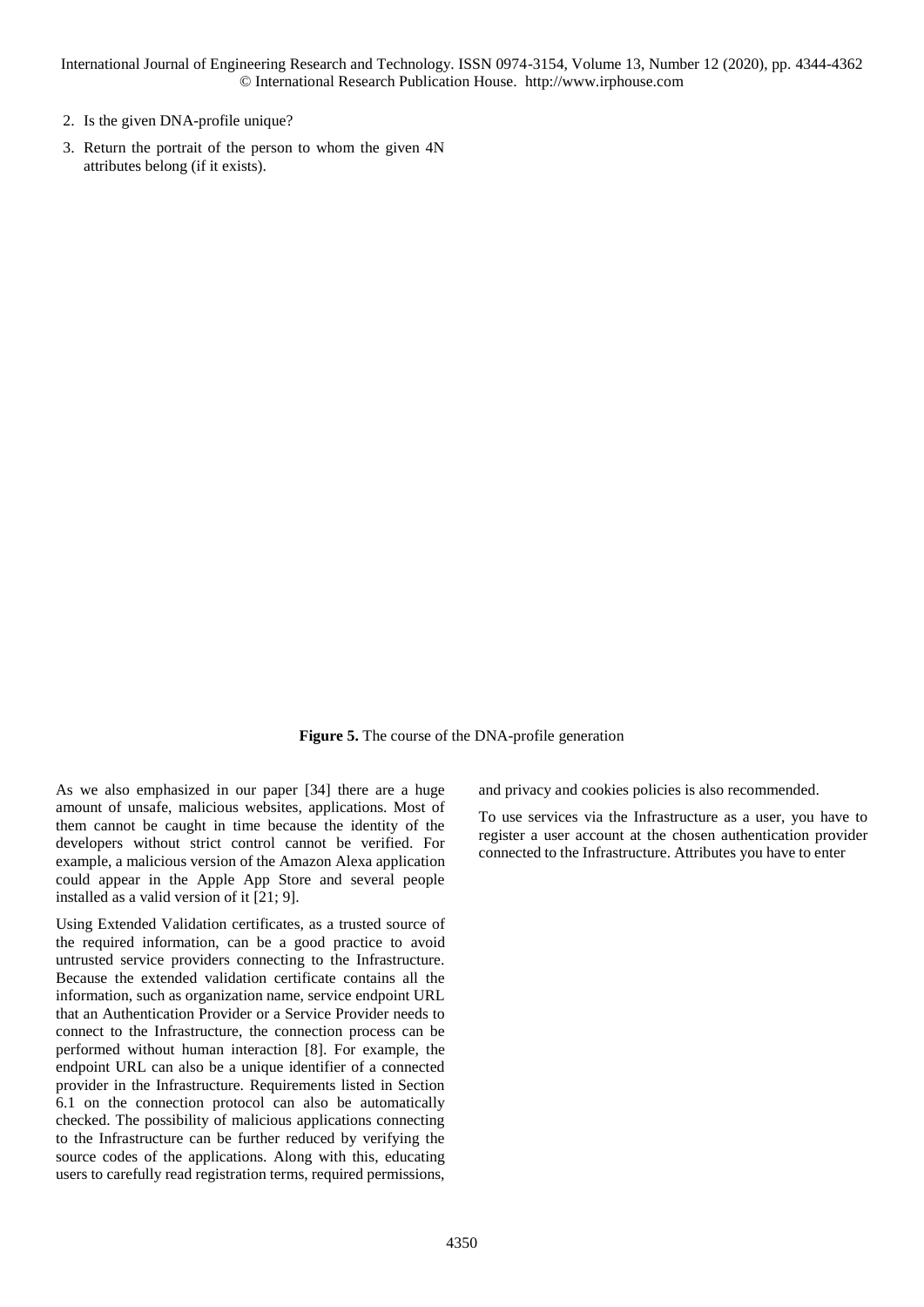2. Is the given DNA-profile unique?
3. Return the portrait of the person to whom the given 4N attributes belong (if it exists).

**Figure 5.** The course of the DNA-profile generation

As we also emphasized in our paper [34] there are a huge amount of unsafe, malicious websites, applications. Most of them cannot be caught in time because the identity of the developers without strict control cannot be verified. For example, a malicious version of the Amazon Alexa application could appear in the Apple App Store and several people installed as a valid version of it [21; 9].

Using Extended Validation certificates, as a trusted source of the required information, can be a good practice to avoid untrusted service providers connecting to the Infrastructure. Because the extended validation certificate contains all the information, such as organization name, service endpoint URL that an Authentication Provider or a Service Provider needs to connect to the Infrastructure, the connection process can be performed without human interaction [8]. For example, the endpoint URL can also be a unique identifier of a connected provider in the Infrastructure. Requirements listed in Section 6.1 on the connection protocol can also be automatically checked. The possibility of malicious applications connecting to the Infrastructure can be further reduced by verifying the source codes of the applications. Along with this, educating users to carefully read registration terms, required permissions, and privacy and cookies policies is also recommended.

To use services via the Infrastructure as a user, you have to register a user account at the chosen authentication provider connected to the Infrastructure. Attributes you have to enter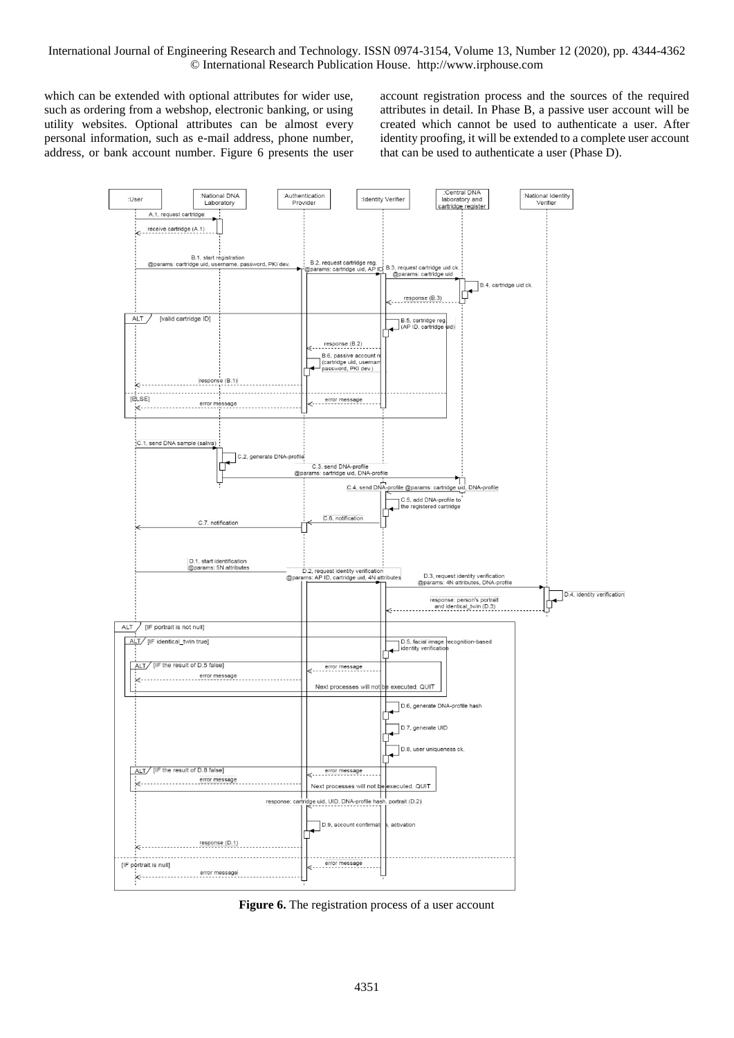which can be extended with optional attributes for wider use, such as ordering from a webshop, electronic banking, or using utility websites. Optional attributes can be almost every personal information, such as e-mail address, phone number, address, or bank account number. Figure 6 presents the user account registration process and the sources of the required attributes in detail. In Phase B, a passive user account will be created which cannot be used to authenticate a user. After identity proofing, it will be extended to a complete user account that can be used to authenticate a user (Phase D).

**Figure 6.** The registration process of a user account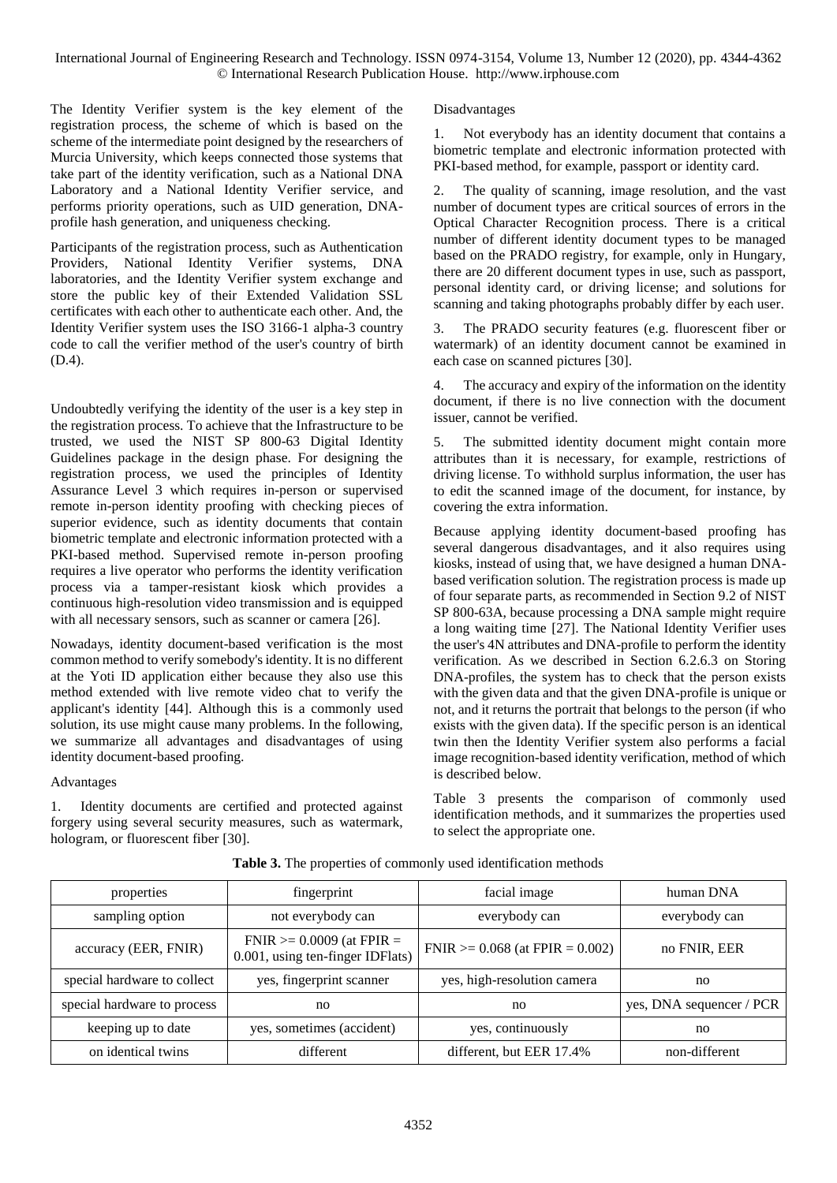The Identity Verifier system is the key element of the registration process, the scheme of which is based on the scheme of the intermediate point designed by the researchers of Murcia University, which keeps connected those systems that take part of the identity verification, such as a National DNA Laboratory and a National Identity Verifier service, and performs priority operations, such as UID generation, DNA-profile hash generation, and uniqueness checking.

Participants of the registration process, such as Authentication Providers, National Identity Verifier systems, DNA laboratories, and the Identity Verifier system exchange and store the public key of their Extended Validation SSL certificates with each other to authenticate each other. And, the Identity Verifier system uses the ISO 3166-1 alpha-3 country code to call the verifier method of the user's country of birth (D.4).

Undoubtedly verifying the identity of the user is a key step in the registration process. To achieve that the Infrastructure to be trusted, we used the NIST SP 800-63 Digital Identity Guidelines package in the design phase. For designing the registration process, we used the principles of Identity Assurance Level 3 which requires in-person or supervised remote in-person identity proofing with checking pieces of superior evidence, such as identity documents that contain biometric template and electronic information protected with a PKI-based method. Supervised remote in-person proofing requires a live operator who performs the identity verification process via a tamper-resistant kiosk which provides a continuous high-resolution video transmission and is equipped with all necessary sensors, such as scanner or camera [26].

Nowadays, identity document-based verification is the most common method to verify somebody's identity. It is no different at the Yoti ID application either because they also use this method extended with live remote video chat to verify the applicant's identity [44]. Although this is a commonly used solution, its use might cause many problems. In the following, we summarize all advantages and disadvantages of using identity document-based proofing.

Advantages

1. Identity documents are certified and protected against forgery using several security measures, such as watermark, hologram, or fluorescent fiber [30].

Disadvantages

1. Not everybody has an identity document that contains a biometric template and electronic information protected with PKI-based method, for example, passport or identity card.

2. The quality of scanning, image resolution, and the vast number of document types are critical sources of errors in the Optical Character Recognition process. There is a critical number of different identity document types to be managed based on the PRADO registry, for example, only in Hungary, there are 20 different document types in use, such as passport, personal identity card, or driving license; and solutions for scanning and taking photographs probably differ by each user.

3. The PRADO security features (e.g. fluorescent fiber or watermark) of an identity document cannot be examined in each case on scanned pictures [30].

4. The accuracy and expiry of the information on the identity document, if there is no live connection with the document issuer, cannot be verified.

5. The submitted identity document might contain more attributes than it is necessary, for example, restrictions of driving license. To withhold surplus information, the user has to edit the scanned image of the document, for instance, by covering the extra information.

Because applying identity document-based proofing has several dangerous disadvantages, and it also requires using kiosks, instead of using that, we have designed a human DNA-based verification solution. The registration process is made up of four separate parts, as recommended in Section 9.2 of NIST SP 800-63A, because processing a DNA sample might require a long waiting time [27]. The National Identity Verifier uses the user's 4N attributes and DNA-profile to perform the identity verification. As we described in Section 6.2.6.3 on Storing DNA-profiles, the system has to check that the person exists with the given data and that the given DNA-profile is unique or not, and it returns the portrait that belongs to the person (if who exists with the given data). If the specific person is an identical twin then the Identity Verifier system also performs a facial image recognition-based identity verification, method of which is described below.

Table 3 presents the comparison of commonly used identification methods, and it summarizes the properties used to select the appropriate one.

**Table 3.** The properties of commonly used identification methods

| properties | fingerprint | facial image | human DNA |
|---|---|---|---|
| sampling option | not everybody can | everybody can | everybody can |
| accuracy (EER, FNIR) | FNIR >= 0.0009 (at FPIR = 0.001, using ten-finger IDFlats) | FNIR >= 0.068 (at FPIR = 0.002) | no FNIR, EER |
| special hardware to collect | yes, fingerprint scanner | yes, high-resolution camera | no |
| special hardware to process | no | no | yes, DNA sequencer / PCR |
| keeping up to date | yes, sometimes (accident) | yes, continuously | no |
| on identical twins | different | different, but EER 17.4% | non-different |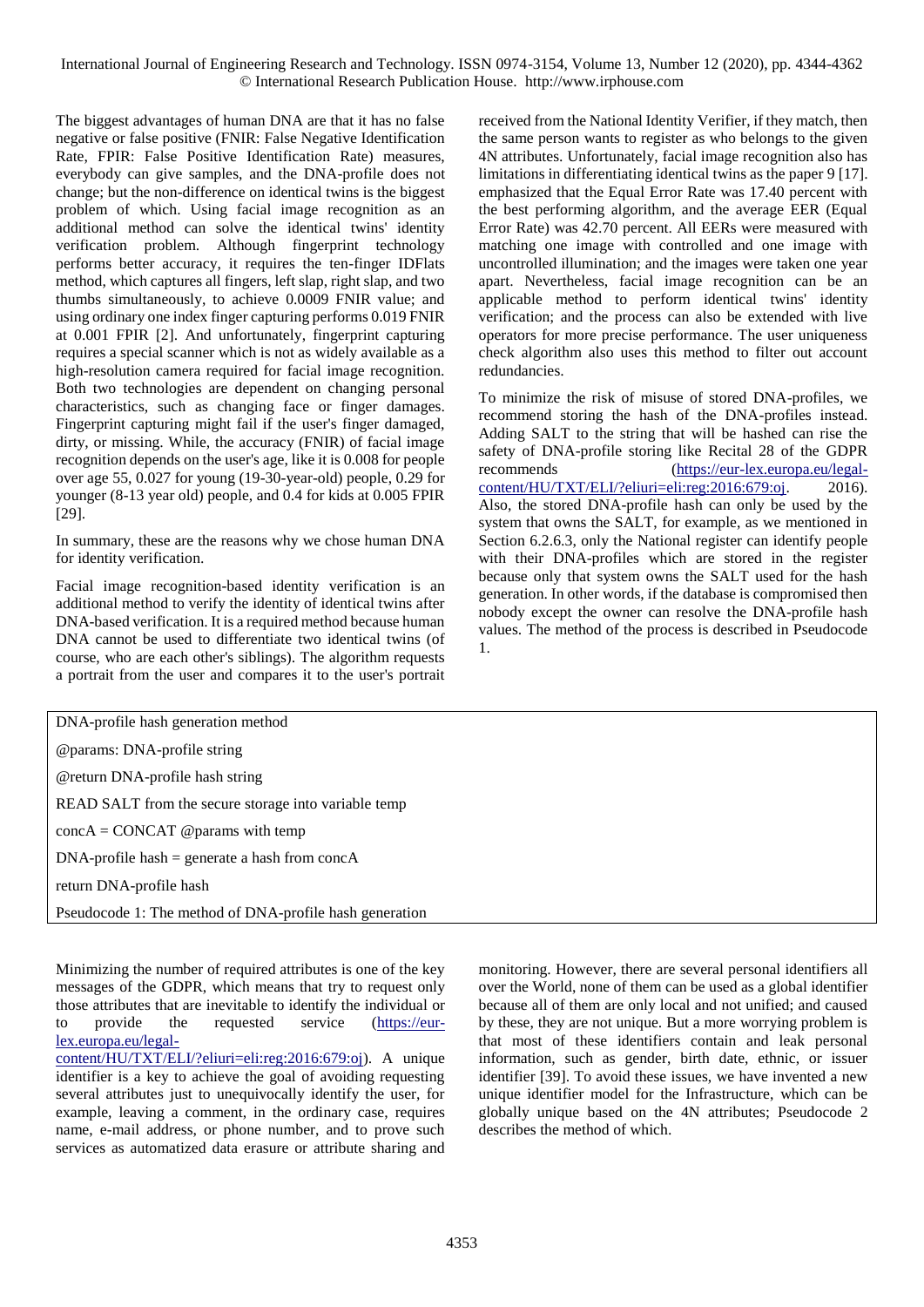The biggest advantages of human DNA are that it has no false negative or false positive (FNIR: False Negative Identification Rate, FPIR: False Positive Identification Rate) measures, everybody can give samples, and the DNA-profile does not change; but the non-difference on identical twins is the biggest problem of which. Using facial image recognition as an additional method can solve the identical twins' identity verification problem. Although fingerprint technology performs better accuracy, it requires the ten-finger IDFlats method, which captures all fingers, left slap, right slap, and two thumbs simultaneously, to achieve 0.0009 FNIR value; and using ordinary one index finger capturing performs 0.019 FNIR at 0.001 FPIR [2]. And unfortunately, fingerprint capturing requires a special scanner which is not as widely available as a high-resolution camera required for facial image recognition. Both two technologies are dependent on changing personal characteristics, such as changing face or finger damages. Fingerprint capturing might fail if the user's finger damaged, dirty, or missing. While, the accuracy (FNIR) of facial image recognition depends on the user's age, like it is 0.008 for people over age 55, 0.027 for young (19-30-year-old) people, 0.29 for younger (8-13 year old) people, and 0.4 for kids at 0.005 FPIR [29].

In summary, these are the reasons why we chose human DNA for identity verification.

Facial image recognition-based identity verification is an additional method to verify the identity of identical twins after DNA-based verification. It is a required method because human DNA cannot be used to differentiate two identical twins (of course, who are each other's siblings). The algorithm requests a portrait from the user and compares it to the user's portrait received from the National Identity Verifier, if they match, then the same person wants to register as who belongs to the given 4N attributes. Unfortunately, facial image recognition also has limitations in differentiating identical twins as the paper 9 [17]. emphasized that the Equal Error Rate was 17.40 percent with the best performing algorithm, and the average EER (Equal Error Rate) was 42.70 percent. All EERs were measured with matching one image with controlled and one image with uncontrolled illumination; and the images were taken one year apart. Nevertheless, facial image recognition can be an applicable method to perform identical twins' identity verification; and the process can also be extended with live operators for more precise performance. The user uniqueness check algorithm also uses this method to filter out account redundancies.

To minimize the risk of misuse of stored DNA-profiles, we recommend storing the hash of the DNA-profiles instead. Adding SALT to the string that will be hashed can rise the safety of DNA-profile storing like Recital 28 of the GDPR recommends (https://eur-lex.europa.eu/legal-content/HU/TXT/ELI/?eliuri=eli:reg:2016:679:oj. 2016). Also, the stored DNA-profile hash can only be used by the system that owns the SALT, for example, as we mentioned in Section 6.2.6.3, only the National register can identify people with their DNA-profiles which are stored in the register because only that system owns the SALT used for the hash generation. In other words, if the database is compromised then nobody except the owner can resolve the DNA-profile hash values. The method of the process is described in Pseudocode 1.

```
DNA-profile hash generation method
@params: DNA-profile string
@return DNA-profile hash string
READ SALT from the secure storage into variable temp
concA = CONCAT @params with temp
DNA-profile hash = generate a hash from concA
return DNA-profile hash
```

Pseudocode 1: The method of DNA-profile hash generation

Minimizing the number of required attributes is one of the key messages of the GDPR, which means that try to request only those attributes that are inevitable to identify the individual or to provide the requested service (https://eur-lex.europa.eu/legal-content/HU/TXT/ELI/?eliuri=eli:reg:2016:679:oj). A unique identifier is a key to achieve the goal of avoiding requesting several attributes just to unequivocally identify the user, for example, leaving a comment, in the ordinary case, requires name, e-mail address, or phone number, and to prove such services as automatized data erasure or attribute sharing and monitoring. However, there are several personal identifiers all over the World, none of them can be used as a global identifier because all of them are only local and not unified; and caused by these, they are not unique. But a more worrying problem is that most of these identifiers contain and leak personal information, such as gender, birth date, ethnic, or issuer identifier [39]. To avoid these issues, we have invented a new unique identifier model for the Infrastructure, which can be globally unique based on the 4N attributes; Pseudocode 2 describes the method of which.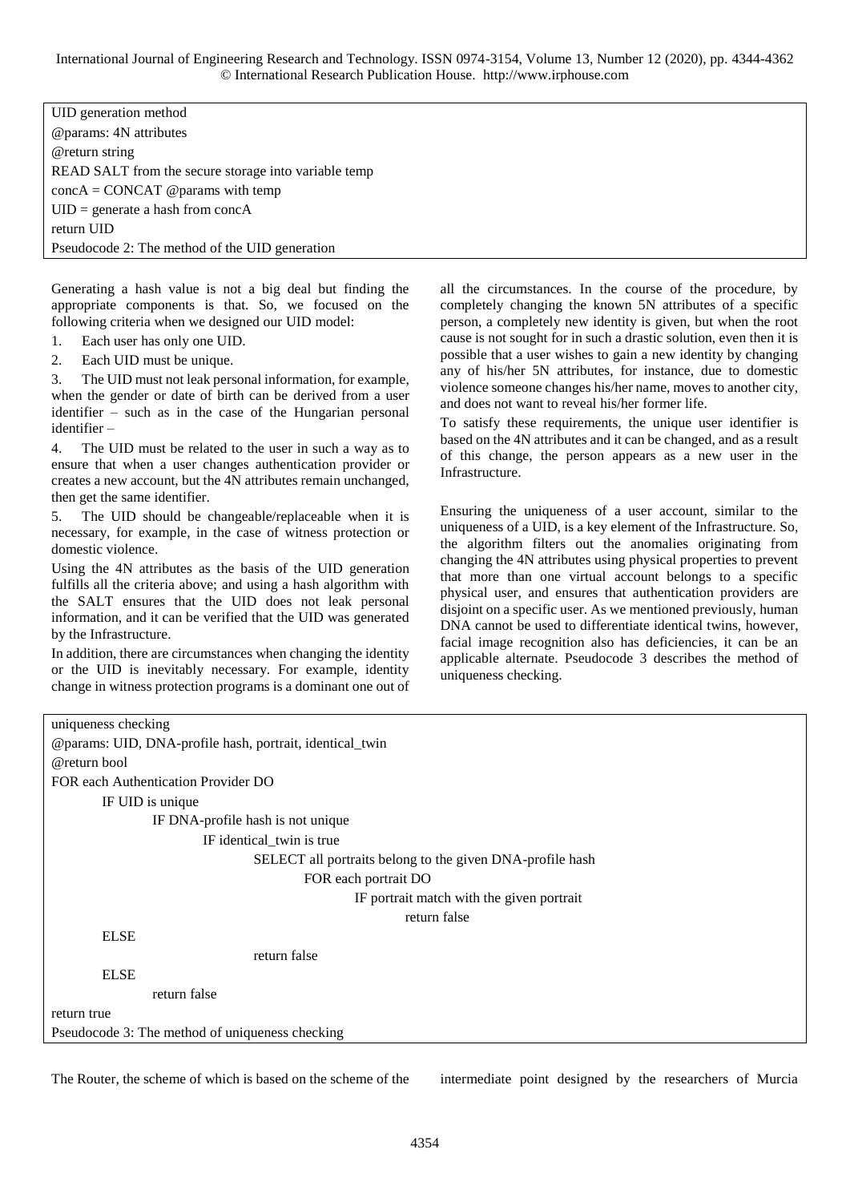```
UID generation method
@params: 4N attributes
@return string
READ SALT from the secure storage into variable temp
concA = CONCAT @params with temp
UID = generate a hash from concA
return UID
```

Pseudocode 2: The method of the UID generation

Generating a hash value is not a big deal but finding the appropriate components is that. So, we focused on the following criteria when we designed our UID model:

1. Each user has only one UID.
2. Each UID must be unique.
3. The UID must not leak personal information, for example, when the gender or date of birth can be derived from a user identifier – such as in the case of the Hungarian personal identifier –
4. The UID must be related to the user in such a way as to ensure that when a user changes authentication provider or creates a new account, but the 4N attributes remain unchanged, then get the same identifier.
5. The UID should be changeable/replaceable when it is necessary, for example, in the case of witness protection or domestic violence.

Using the 4N attributes as the basis of the UID generation fulfills all the criteria above; and using a hash algorithm with the SALT ensures that the UID does not leak personal information, and it can be verified that the UID was generated by the Infrastructure.

In addition, there are circumstances when changing the identity or the UID is inevitably necessary. For example, identity change in witness protection programs is a dominant one out of all the circumstances. In the course of the procedure, by completely changing the known 5N attributes of a specific person, a completely new identity is given, but when the root cause is not sought for in such a drastic solution, even then it is possible that a user wishes to gain a new identity by changing any of his/her 5N attributes, for instance, due to domestic violence someone changes his/her name, moves to another city, and does not want to reveal his/her former life.

To satisfy these requirements, the unique user identifier is based on the 4N attributes and it can be changed, and as a result of this change, the person appears as a new user in the Infrastructure.

Ensuring the uniqueness of a user account, similar to the uniqueness of a UID, is a key element of the Infrastructure. So, the algorithm filters out the anomalies originating from changing the 4N attributes using physical properties to prevent that more than one virtual account belongs to a specific physical user, and ensures that authentication providers are disjoint on a specific user. As we mentioned previously, human DNA cannot be used to differentiate identical twins, however, facial image recognition also has deficiencies, it can be an applicable alternate. Pseudocode 3 describes the method of uniqueness checking.

```
uniqueness checking
@params: UID, DNA-profile hash, portrait, identical_twin
@return bool
FOR each Authentication Provider DO
    IF UID is unique
        IF DNA-profile hash is not unique
            IF identical_twin is true
                SELECT all portraits belong to the given DNA-profile hash
                    FOR each portrait DO
                        IF portrait match with the given portrait
                            return false
    ELSE
                return false
    ELSE
        return false
return true
```

Pseudocode 3: The method of uniqueness checking

The Router, the scheme of which is based on the scheme of the intermediate point designed by the researchers of Murcia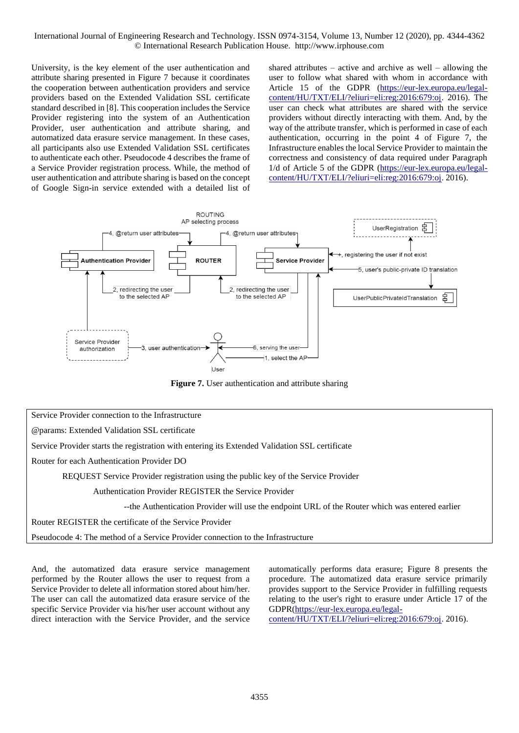University, is the key element of the user authentication and attribute sharing presented in Figure 7 because it coordinates the cooperation between authentication providers and service providers based on the Extended Validation SSL certificate standard described in [8]. This cooperation includes the Service Provider registering into the system of an Authentication Provider, user authentication and attribute sharing, and automatized data erasure service management. In these cases, all participants also use Extended Validation SSL certificates to authenticate each other. Pseudocode 4 describes the frame of a Service Provider registration process. While, the method of user authentication and attribute sharing is based on the concept of Google Sign-in service extended with a detailed list of shared attributes – active and archive as well – allowing the user to follow what shared with whom in accordance with Article 15 of the GDPR (https://eur-lex.europa.eu/legal-content/HU/TXT/ELI/?eliuri=eli:reg:2016:679:oj. 2016). The user can check what attributes are shared with the service providers without directly interacting with them. And, by the way of the attribute transfer, which is performed in case of each authentication, occurring in the point 4 of Figure 7, the Infrastructure enables the local Service Provider to maintain the correctness and consistency of data required under Paragraph 1/d of Article 5 of the GDPR (https://eur-lex.europa.eu/legal-content/HU/TXT/ELI/?eliuri=eli:reg:2016:679:oj. 2016).

**Figure 7.** User authentication and attribute sharing

```
Service Provider connection to the Infrastructure
@params: Extended Validation SSL certificate
Service Provider starts the registration with entering its Extended Validation SSL certificate
Router for each Authentication Provider DO
        REQUEST Service Provider registration using the public key of the Service Provider
                Authentication Provider REGISTER the Service Provider
                        --the Authentication Provider will use the endpoint URL of the Router which was entered earlier
Router REGISTER the certificate of the Service Provider
```

Pseudocode 4: The method of a Service Provider connection to the Infrastructure

And, the automatized data erasure service management performed by the Router allows the user to request from a Service Provider to delete all information stored about him/her. The user can call the automatized data erasure service of the specific Service Provider via his/her user account without any direct interaction with the Service Provider, and the service automatically performs data erasure; Figure 8 presents the procedure. The automatized data erasure service primarily provides support to the Service Provider in fulfilling requests relating to the user's right to erasure under Article 17 of the GDPR(https://eur-lex.europa.eu/legal-content/HU/TXT/ELI/?eliuri=eli:reg:2016:679:oj. 2016).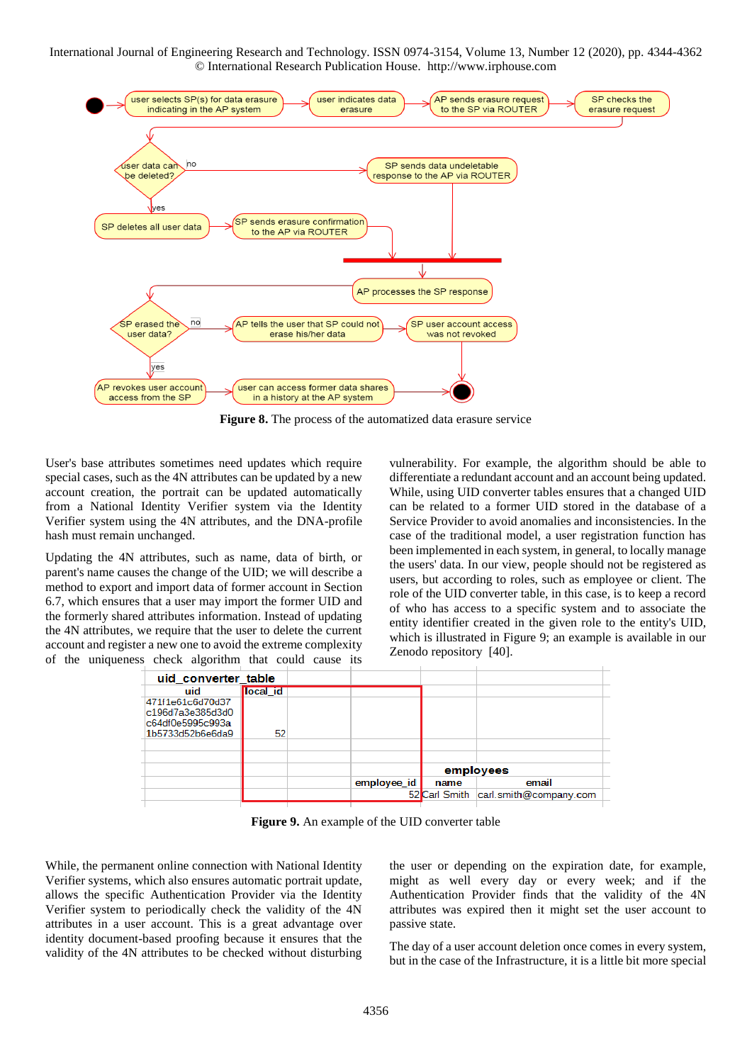**Figure 8.** The process of the automatized data erasure service

User's base attributes sometimes need updates which require special cases, such as the 4N attributes can be updated by a new account creation, the portrait can be updated automatically from a National Identity Verifier system via the Identity Verifier system using the 4N attributes, and the DNA-profile hash must remain unchanged.

Updating the 4N attributes, such as name, data of birth, or parent's name causes the change of the UID; we will describe a method to export and import data of former account in Section 6.7, which ensures that a user might import the former UID and the formerly shared attributes information. Instead of updating the 4N attributes, we require that the user to delete the current account and register a new one to avoid the extreme complexity of the uniqueness check algorithm that could cause its vulnerability. For example, the algorithm should be able to differentiate a redundant account and an account being updated. While, using UID converter tables ensures that a changed UID can be related to a former UID stored in the database of a Service Provider to avoid anomalies and inconsistencies. In the case of the traditional model, a user registration function has been implemented in each system, in general, to locally manage the users' data. In our view, people should not be registered as users, but according to roles, such as employee or client. The role of the UID converter table, in this case, is to keep a record of who has access to a specific system and to associate the entity identifier created in the given role to the entity's UID, which is illustrated in Figure 9; an example is available in our Zenodo repository [40].

**uid_converter_table**

| uid | local_id |
|---|---|
| 471f1e61c6d70d37 | |
| c196d7a3e385d3d0 | |
| c64df0e5995c993a | |
| 1b5733d52b6e6da9 | 52 |

**employees**

| employee_id | name | email |
|---|---|---|
| 52 | Carl Smith | carl.smith@company.com |

**Figure 9.** An example of the UID converter table

While, the permanent online connection with National Identity Verifier systems, which also ensures automatic portrait update, allows the specific Authentication Provider via the Identity Verifier system to periodically check the validity of the 4N attributes in a user account. This is a great advantage over identity document-based proofing because it ensures that the validity of the 4N attributes to be checked without disturbing the user or depending on the expiration date, for example, might as well every day or every week; and if the Authentication Provider finds that the validity of the 4N attributes was expired then it might set the user account to passive state.

The day of a user account deletion once comes in every system, but in the case of the Infrastructure, it is a little bit more special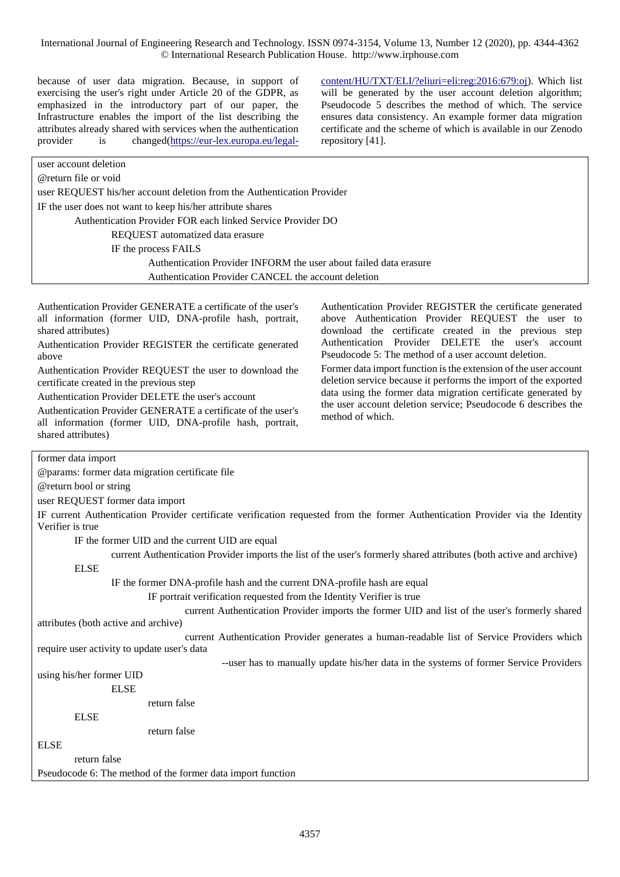because of user data migration. Because, in support of exercising the user's right under Article 20 of the GDPR, as emphasized in the introductory part of our paper, the Infrastructure enables the import of the list describing the attributes already shared with services when the authentication provider is changed(https://eur-lex.europa.eu/legal-content/HU/TXT/ELI/?eliuri=eli:reg:2016:679:oj). Which list will be generated by the user account deletion algorithm; Pseudocode 5 describes the method of which. The service ensures data consistency. An example former data migration certificate and the scheme of which is available in our Zenodo repository [41].

```
user account deletion
@return file or void
user REQUEST his/her account deletion from the Authentication Provider
IF the user does not want to keep his/her attribute shares
    Authentication Provider FOR each linked Service Provider DO
        REQUEST automatized data erasure
        IF the process FAILS
            Authentication Provider INFORM the user about failed data erasure
            Authentication Provider CANCEL the account deletion
Authentication Provider GENERATE a certificate of the user's all information (former UID, DNA-profile hash, portrait, shared attributes)
Authentication Provider REGISTER the certificate generated above
Authentication Provider REQUEST the user to download the certificate created in the previous step
Authentication Provider DELETE the user's account
Authentication Provider GENERATE a certificate of the user's all information (former UID, DNA-profile hash, portrait, shared attributes)
Authentication Provider REGISTER the certificate generated above Authentication Provider REQUEST the user to download the certificate created in the previous step Authentication Provider DELETE the user's account
```

Pseudocode 5: The method of a user account deletion.

Former data import function is the extension of the user account deletion service because it performs the import of the exported data using the former data migration certificate generated by the user account deletion service; Pseudocode 6 describes the method of which.

```
former data import
@params: former data migration certificate file
@return bool or string
user REQUEST former data import
IF current Authentication Provider certificate verification requested from the former Authentication Provider via the Identity Verifier is true
    IF the former UID and the current UID are equal
        current Authentication Provider imports the list of the user's formerly shared attributes (both active and archive)
    ELSE
        IF the former DNA-profile hash and the current DNA-profile hash are equal
            IF portrait verification requested from the Identity Verifier is true
                current Authentication Provider imports the former UID and list of the user's formerly shared attributes (both active and archive)
                current Authentication Provider generates a human-readable list of Service Providers which require user activity to update user's data
                    --user has to manually update his/her data in the systems of former Service Providers using his/her former UID
        ELSE
            return false
    ELSE
        return false
ELSE
    return false
```

Pseudocode 6: The method of the former data import function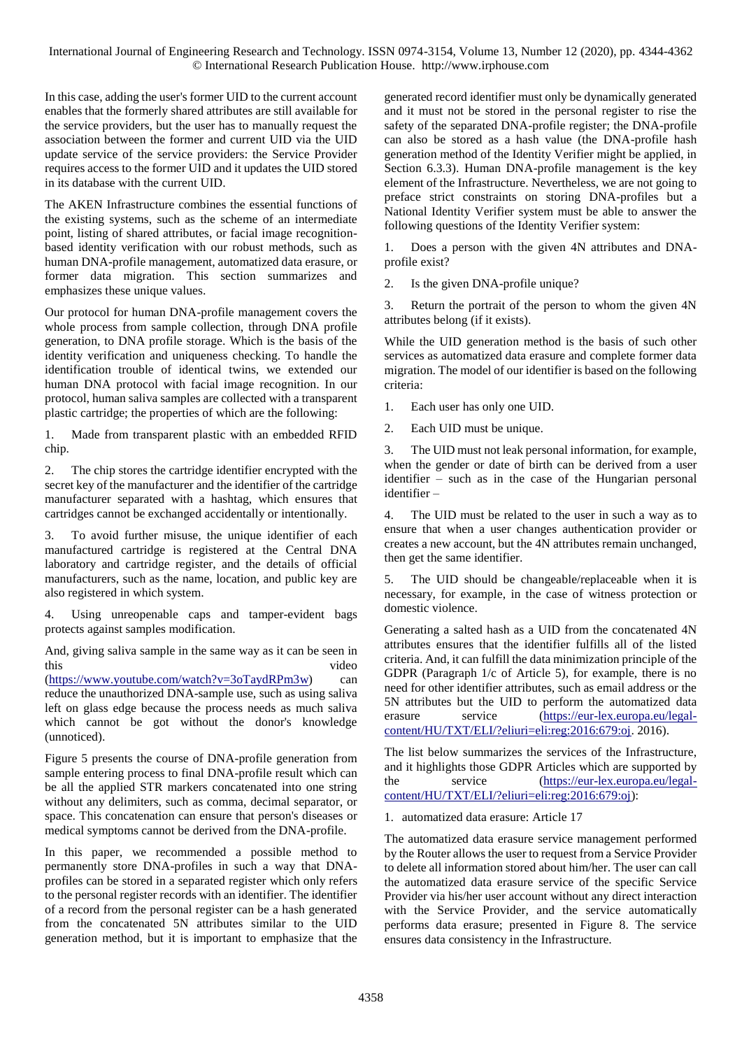In this case, adding the user's former UID to the current account enables that the formerly shared attributes are still available for the service providers, but the user has to manually request the association between the former and current UID via the UID update service of the service providers: the Service Provider requires access to the former UID and it updates the UID stored in its database with the current UID.

The AKEN Infrastructure combines the essential functions of the existing systems, such as the scheme of an intermediate point, listing of shared attributes, or facial image recognition-based identity verification with our robust methods, such as human DNA-profile management, automatized data erasure, or former data migration. This section summarizes and emphasizes these unique values.

Our protocol for human DNA-profile management covers the whole process from sample collection, through DNA profile generation, to DNA profile storage. Which is the basis of the identity verification and uniqueness checking. To handle the identification trouble of identical twins, we extended our human DNA protocol with facial image recognition. In our protocol, human saliva samples are collected with a transparent plastic cartridge; the properties of which are the following:

1. Made from transparent plastic with an embedded RFID chip.

2. The chip stores the cartridge identifier encrypted with the secret key of the manufacturer and the identifier of the cartridge manufacturer separated with a hashtag, which ensures that cartridges cannot be exchanged accidentally or intentionally.

3. To avoid further misuse, the unique identifier of each manufactured cartridge is registered at the Central DNA laboratory and cartridge register, and the details of official manufacturers, such as the name, location, and public key are also registered in which system.

4. Using unreopenable caps and tamper-evident bags protects against samples modification.

And, giving saliva sample in the same way as it can be seen in this video (https://www.youtube.com/watch?v=3oTaydRPm3w) can reduce the unauthorized DNA-sample use, such as using saliva left on glass edge because the process needs as much saliva which cannot be got without the donor's knowledge (unnoticed).

Figure 5 presents the course of DNA-profile generation from sample entering process to final DNA-profile result which can be all the applied STR markers concatenated into one string without any delimiters, such as comma, decimal separator, or space. This concatenation can ensure that person's diseases or medical symptoms cannot be derived from the DNA-profile.

In this paper, we recommended a possible method to permanently store DNA-profiles in such a way that DNA-profiles can be stored in a separated register which only refers to the personal register records with an identifier. The identifier of a record from the personal register can be a hash generated from the concatenated 5N attributes similar to the UID generation method, but it is important to emphasize that the generated record identifier must only be dynamically generated and it must not be stored in the personal register to rise the safety of the separated DNA-profile register; the DNA-profile can also be stored as a hash value (the DNA-profile hash generation method of the Identity Verifier might be applied, in Section 6.3.3). Human DNA-profile management is the key element of the Infrastructure. Nevertheless, we are not going to preface strict constraints on storing DNA-profiles but a National Identity Verifier system must be able to answer the following questions of the Identity Verifier system:

1. Does a person with the given 4N attributes and DNA-profile exist?

2. Is the given DNA-profile unique?

3. Return the portrait of the person to whom the given 4N attributes belong (if it exists).

While the UID generation method is the basis of such other services as automatized data erasure and complete former data migration. The model of our identifier is based on the following criteria:

1. Each user has only one UID.

2. Each UID must be unique.

3. The UID must not leak personal information, for example, when the gender or date of birth can be derived from a user identifier – such as in the case of the Hungarian personal identifier –

4. The UID must be related to the user in such a way as to ensure that when a user changes authentication provider or creates a new account, but the 4N attributes remain unchanged, then get the same identifier.

5. The UID should be changeable/replaceable when it is necessary, for example, in the case of witness protection or domestic violence.

Generating a salted hash as a UID from the concatenated 4N attributes ensures that the identifier fulfills all of the listed criteria. And, it can fulfill the data minimization principle of the GDPR (Paragraph 1/c of Article 5), for example, there is no need for other identifier attributes, such as email address or the 5N attributes but the UID to perform the automatized data erasure service (https://eur-lex.europa.eu/legal-content/HU/TXT/ELI/?eliuri=eli:reg:2016:679:oj. 2016).

The list below summarizes the services of the Infrastructure, and it highlights those GDPR Articles which are supported by the service (https://eur-lex.europa.eu/legal-content/HU/TXT/ELI/?eliuri=eli:reg:2016:679:oj):

1. automatized data erasure: Article 17

The automatized data erasure service management performed by the Router allows the user to request from a Service Provider to delete all information stored about him/her. The user can call the automatized data erasure service of the specific Service Provider via his/her user account without any direct interaction with the Service Provider, and the service automatically performs data erasure; presented in Figure 8. The service ensures data consistency in the Infrastructure.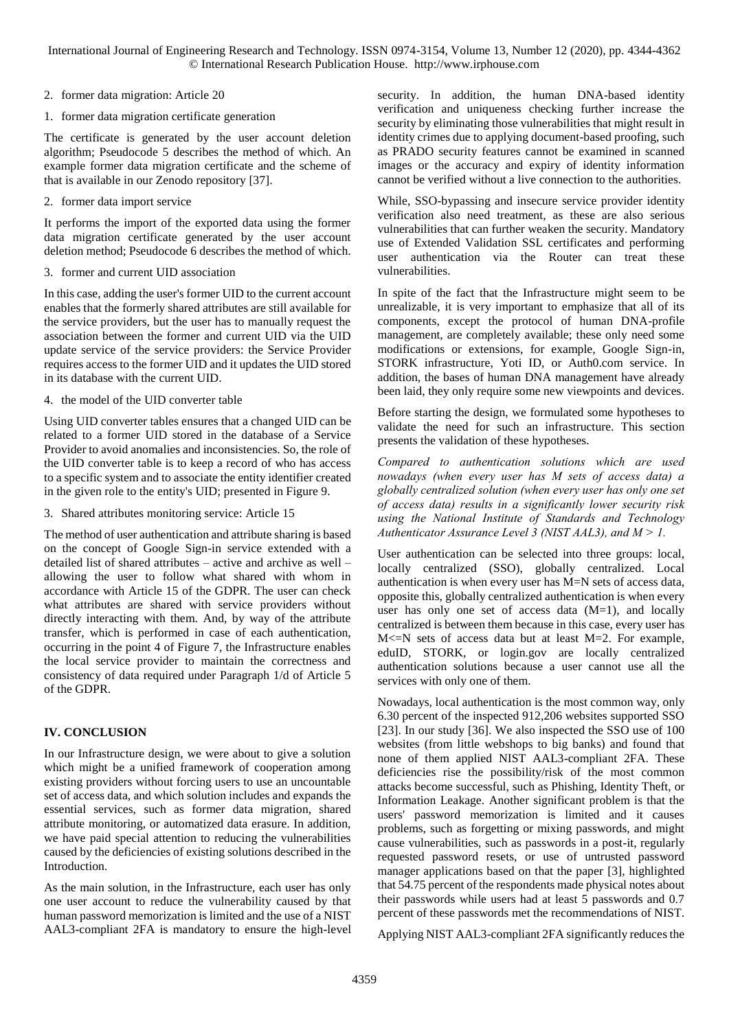2. former data migration: Article 20

1. former data migration certificate generation

The certificate is generated by the user account deletion algorithm; Pseudocode 5 describes the method of which. An example former data migration certificate and the scheme of that is available in our Zenodo repository [37].

2. former data import service

It performs the import of the exported data using the former data migration certificate generated by the user account deletion method; Pseudocode 6 describes the method of which.

3. former and current UID association

In this case, adding the user's former UID to the current account enables that the formerly shared attributes are still available for the service providers, but the user has to manually request the association between the former and current UID via the UID update service of the service providers: the Service Provider requires access to the former UID and it updates the UID stored in its database with the current UID.

4. the model of the UID converter table

Using UID converter tables ensures that a changed UID can be related to a former UID stored in the database of a Service Provider to avoid anomalies and inconsistencies. So, the role of the UID converter table is to keep a record of who has access to a specific system and to associate the entity identifier created in the given role to the entity's UID; presented in Figure 9.

3. Shared attributes monitoring service: Article 15

The method of user authentication and attribute sharing is based on the concept of Google Sign-in service extended with a detailed list of shared attributes – active and archive as well – allowing the user to follow what shared with whom in accordance with Article 15 of the GDPR. The user can check what attributes are shared with service providers without directly interacting with them. And, by way of the attribute transfer, which is performed in case of each authentication, occurring in the point 4 of Figure 7, the Infrastructure enables the local service provider to maintain the correctness and consistency of data required under Paragraph 1/d of Article 5 of the GDPR.

## IV. CONCLUSION

In our Infrastructure design, we were about to give a solution which might be a unified framework of cooperation among existing providers without forcing users to use an uncountable set of access data, and which solution includes and expands the essential services, such as former data migration, shared attribute monitoring, or automatized data erasure. In addition, we have paid special attention to reducing the vulnerabilities caused by the deficiencies of existing solutions described in the Introduction.

As the main solution, in the Infrastructure, each user has only one user account to reduce the vulnerability caused by that human password memorization is limited and the use of a NIST AAL3-compliant 2FA is mandatory to ensure the high-level security. In addition, the human DNA-based identity verification and uniqueness checking further increase the security by eliminating those vulnerabilities that might result in identity crimes due to applying document-based proofing, such as PRADO security features cannot be examined in scanned images or the accuracy and expiry of identity information cannot be verified without a live connection to the authorities.

While, SSO-bypassing and insecure service provider identity verification also need treatment, as these are also serious vulnerabilities that can further weaken the security. Mandatory use of Extended Validation SSL certificates and performing user authentication via the Router can treat these vulnerabilities.

In spite of the fact that the Infrastructure might seem to be unrealizable, it is very important to emphasize that all of its components, except the protocol of human DNA-profile management, are completely available; these only need some modifications or extensions, for example, Google Sign-in, STORK infrastructure, Yoti ID, or Auth0.com service. In addition, the bases of human DNA management have already been laid, they only require some new viewpoints and devices.

Before starting the design, we formulated some hypotheses to validate the need for such an infrastructure. This section presents the validation of these hypotheses.

*Compared to authentication solutions which are used nowadays (when every user has M sets of access data) a globally centralized solution (when every user has only one set of access data) results in a significantly lower security risk using the National Institute of Standards and Technology Authenticator Assurance Level 3 (NIST AAL3), and $M > 1$.*

User authentication can be selected into three groups: local, locally centralized (SSO), globally centralized. Local authentication is when every user has M=N sets of access data, opposite this, globally centralized authentication is when every user has only one set of access data (M=1), and locally centralized is between them because in this case, every user has $M<=N$ sets of access data but at least M=2. For example, eduID, STORK, or login.gov are locally centralized authentication solutions because a user cannot use all the services with only one of them.

Nowadays, local authentication is the most common way, only 6.30 percent of the inspected 912,206 websites supported SSO [23]. In our study [36]. We also inspected the SSO use of 100 websites (from little webshops to big banks) and found that none of them applied NIST AAL3-compliant 2FA. These deficiencies rise the possibility/risk of the most common attacks become successful, such as Phishing, Identity Theft, or Information Leakage. Another significant problem is that the users' password memorization is limited and it causes problems, such as forgetting or mixing passwords, and might cause vulnerabilities, such as passwords in a post-it, regularly requested password resets, or use of untrusted password manager applications based on that the paper [3], highlighted that 54.75 percent of the respondents made physical notes about their passwords while users had at least 5 passwords and 0.7 percent of these passwords met the recommendations of NIST.

Applying NIST AAL3-compliant 2FA significantly reduces the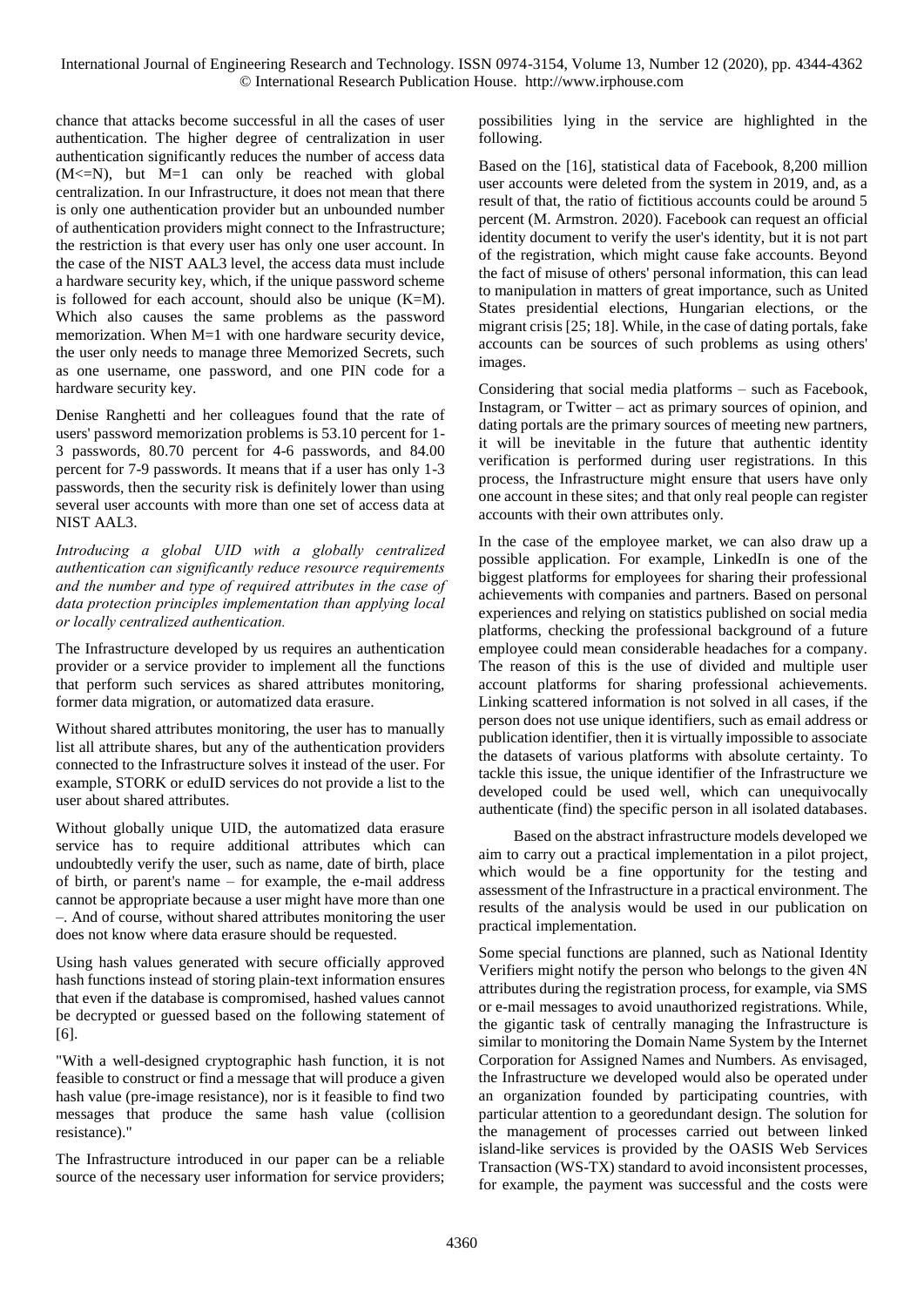chance that attacks become successful in all the cases of user authentication. The higher degree of centralization in user authentication significantly reduces the number of access data ($M<=N$), but $M=1$ can only be reached with global centralization. In our Infrastructure, it does not mean that there is only one authentication provider but an unbounded number of authentication providers might connect to the Infrastructure; the restriction is that every user has only one user account. In the case of the NIST AAL3 level, the access data must include a hardware security key, which, if the unique password scheme is followed for each account, should also be unique ($K=M$). Which also causes the same problems as the password memorization. When $M=1$ with one hardware security device, the user only needs to manage three Memorized Secrets, such as one username, one password, and one PIN code for a hardware security key.

Denise Ranghetti and her colleagues found that the rate of users' password memorization problems is 53.10 percent for 1-3 passwords, 80.70 percent for 4-6 passwords, and 84.00 percent for 7-9 passwords. It means that if a user has only 1-3 passwords, then the security risk is definitely lower than using several user accounts with more than one set of access data at NIST AAL3.

*Introducing a global UID with a globally centralized authentication can significantly reduce resource requirements and the number and type of required attributes in the case of data protection principles implementation than applying local or locally centralized authentication.*

The Infrastructure developed by us requires an authentication provider or a service provider to implement all the functions that perform such services as shared attributes monitoring, former data migration, or automatized data erasure.

Without shared attributes monitoring, the user has to manually list all attribute shares, but any of the authentication providers connected to the Infrastructure solves it instead of the user. For example, STORK or eduID services do not provide a list to the user about shared attributes.

Without globally unique UID, the automatized data erasure service has to require additional attributes which can undoubtedly verify the user, such as name, date of birth, place of birth, or parent's name – for example, the e-mail address cannot be appropriate because a user might have more than one –. And of course, without shared attributes monitoring the user does not know where data erasure should be requested.

Using hash values generated with secure officially approved hash functions instead of storing plain-text information ensures that even if the database is compromised, hashed values cannot be decrypted or guessed based on the following statement of [6].

"With a well-designed cryptographic hash function, it is not feasible to construct or find a message that will produce a given hash value (pre-image resistance), nor is it feasible to find two messages that produce the same hash value (collision resistance)."

The Infrastructure introduced in our paper can be a reliable source of the necessary user information for service providers; possibilities lying in the service are highlighted in the following.

Based on the [16], statistical data of Facebook, 8,200 million user accounts were deleted from the system in 2019, and, as a result of that, the ratio of fictitious accounts could be around 5 percent (M. Armstron. 2020). Facebook can request an official identity document to verify the user's identity, but it is not part of the registration, which might cause fake accounts. Beyond the fact of misuse of others' personal information, this can lead to manipulation in matters of great importance, such as United States presidential elections, Hungarian elections, or the migrant crisis [25; 18]. While, in the case of dating portals, fake accounts can be sources of such problems as using others' images.

Considering that social media platforms – such as Facebook, Instagram, or Twitter – act as primary sources of opinion, and dating portals are the primary sources of meeting new partners, it will be inevitable in the future that authentic identity verification is performed during user registrations. In this process, the Infrastructure might ensure that users have only one account in these sites; and that only real people can register accounts with their own attributes only.

In the case of the employee market, we can also draw up a possible application. For example, LinkedIn is one of the biggest platforms for employees for sharing their professional achievements with companies and partners. Based on personal experiences and relying on statistics published on social media platforms, checking the professional background of a future employee could mean considerable headaches for a company. The reason of this is the use of divided and multiple user account platforms for sharing professional achievements. Linking scattered information is not solved in all cases, if the person does not use unique identifiers, such as email address or publication identifier, then it is virtually impossible to associate the datasets of various platforms with absolute certainty. To tackle this issue, the unique identifier of the Infrastructure we developed could be used well, which can unequivocally authenticate (find) the specific person in all isolated databases.

Based on the abstract infrastructure models developed we aim to carry out a practical implementation in a pilot project, which would be a fine opportunity for the testing and assessment of the Infrastructure in a practical environment. The results of the analysis would be used in our publication on practical implementation.

Some special functions are planned, such as National Identity Verifiers might notify the person who belongs to the given 4N attributes during the registration process, for example, via SMS or e-mail messages to avoid unauthorized registrations. While, the gigantic task of centrally managing the Infrastructure is similar to monitoring the Domain Name System by the Internet Corporation for Assigned Names and Numbers. As envisaged, the Infrastructure we developed would also be operated under an organization founded by participating countries, with particular attention to a georedundant design. The solution for the management of processes carried out between linked island-like services is provided by the OASIS Web Services Transaction (WS-TX) standard to avoid inconsistent processes, for example, the payment was successful and the costs were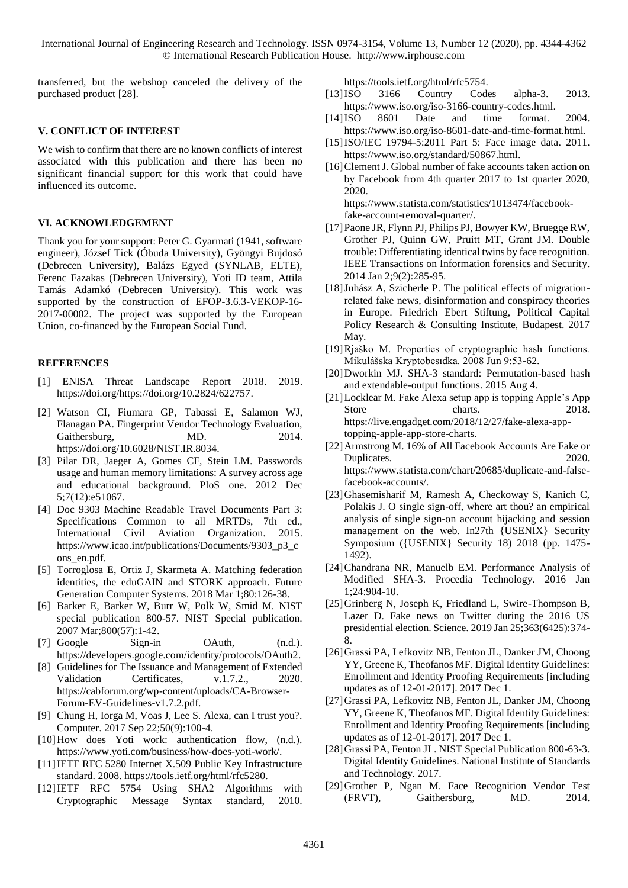transferred, but the webshop canceled the delivery of the purchased product [28].

### V. CONFLICT OF INTEREST

We wish to confirm that there are no known conflicts of interest associated with this publication and there has been no significant financial support for this work that could have influenced its outcome.

### VI. ACKNOWLEDGEMENT

Thank you for your support: Peter G. Gyarmati (1941, software engineer), József Tick (Óbuda University), Gyöngyi Bujdosó (Debrecen University), Balázs Egyed (SYNLAB, ELTE), Ferenc Fazakas (Debrecen University), Yoti ID team, Attila Tamás Adamkó (Debrecen University). This work was supported by the construction of EFOP-3.6.3-VEKOP-16-2017-00002. The project was supported by the European Union, co-financed by the European Social Fund.

### REFERENCES

[1] ENISA Threat Landscape Report 2018. 2019. https://doi.org/https://doi.org/10.2824/622757.

[2] Watson CI, Fiumara GP, Tabassi E, Salamon WJ, Flanagan PA. Fingerprint Vendor Technology Evaluation, Gaithersburg, MD. 2014. https://doi.org/10.6028/NIST.IR.8034.

[3] Pilar DR, Jaeger A, Gomes CF, Stein LM. Passwords usage and human memory limitations: A survey across age and educational background. PloS one. 2012 Dec 5;7(12):e51067.

[4] Doc 9303 Machine Readable Travel Documents Part 3: Specifications Common to all MRTDs, 7th ed., International Civil Aviation Organization. 2015. https://www.icao.int/publications/Documents/9303_p3_cons_en.pdf.

[5] Torroglosa E, Ortiz J, Skarmeta A. Matching federation identities, the eduGAIN and STORK approach. Future Generation Computer Systems. 2018 Mar 1;80:126-38.

[6] Barker E, Barker W, Burr W, Polk W, Smid M. NIST special publication 800-57. NIST Special publication. 2007 Mar;800(57):1-42.

[7] Google Sign-in OAuth, (n.d.). https://developers.google.com/identity/protocols/OAuth2.

[8] Guidelines for The Issuance and Management of Extended Validation Certificates, v.1.7.2., 2020. https://cabforum.org/wp-content/uploads/CA-Browser-Forum-EV-Guidelines-v1.7.2.pdf.

[9] Chung H, Iorga M, Voas J, Lee S. Alexa, can I trust you?. Computer. 2017 Sep 22;50(9):100-4.

[10] How does Yoti work: authentication flow, (n.d.). https://www.yoti.com/business/how-does-yoti-work/.

[11] IETF RFC 5280 Internet X.509 Public Key Infrastructure standard. 2008. https://tools.ietf.org/html/rfc5280.

[12] IETF RFC 5754 Using SHA2 Algorithms with Cryptographic Message Syntax standard, 2010. https://tools.ietf.org/html/rfc5754.

[13] ISO 3166 Country Codes alpha-3. 2013. https://www.iso.org/iso-3166-country-codes.html.

[14] ISO 8601 Date and time format. 2004. https://www.iso.org/iso-8601-date-and-time-format.html.

[15] ISO/IEC 19794-5:2011 Part 5: Face image data. 2011. https://www.iso.org/standard/50867.html.

[16] Clement J. Global number of fake accounts taken action on by Facebook from 4th quarter 2017 to 1st quarter 2020, 2020. https://www.statista.com/statistics/1013474/facebook-fake-account-removal-quarter/.

[17] Paone JR, Flynn PJ, Philips PJ, Bowyer KW, Bruegge RW, Grother PJ, Quinn GW, Pruitt MT, Grant JM. Double trouble: Differentiating identical twins by face recognition. IEEE Transactions on Information forensics and Security. 2014 Jan 2;9(2):285-95.

[18] Juhász A, Szicherle P. The political effects of migration-related fake news, disinformation and conspiracy theories in Europe. Friedrich Ebert Stiftung, Political Capital Policy Research & Consulting Institute, Budapest. 2017 May.

[19] Rjaško M. Properties of cryptographic hash functions. Mikulášska Kryptobesıdka. 2008 Jun 9:53-62.

[20] Dworkin MJ. SHA-3 standard: Permutation-based hash and extendable-output functions. 2015 Aug 4.

[21] Locklear M. Fake Alexa setup app is topping Apple's App Store charts. 2018. https://live.engadget.com/2018/12/27/fake-alexa-app-topping-apple-app-store-charts.

[22] Armstrong M. 16% of All Facebook Accounts Are Fake or Duplicates. 2020. https://www.statista.com/chart/20685/duplicate-and-false-facebook-accounts/.

[23] Ghasemisharif M, Ramesh A, Checkoway S, Kanich C, Polakis J. O single sign-off, where art thou? an empirical analysis of single sign-on account hijacking and session management on the web. In27th {USENIX} Security Symposium ({USENIX} Security 18) 2018 (pp. 1475-1492).

[24] Chandrana NR, Manuelb EM. Performance Analysis of Modified SHA-3. Procedia Technology. 2016 Jan 1;24:904-10.

[25] Grinberg N, Joseph K, Friedland L, Swire-Thompson B, Lazer D. Fake news on Twitter during the 2016 US presidential election. Science. 2019 Jan 25;363(6425):374-8.

[26] Grassi PA, Lefkovitz NB, Fenton JL, Danker JM, Choong YY, Greene K, Theofanos MF. Digital Identity Guidelines: Enrollment and Identity Proofing Requirements [including updates as of 12-01-2017]. 2017 Dec 1.

[27] Grassi PA, Lefkovitz NB, Fenton JL, Danker JM, Choong YY, Greene K, Theofanos MF. Digital Identity Guidelines: Enrollment and Identity Proofing Requirements [including updates as of 12-01-2017]. 2017 Dec 1.

[28] Grassi PA, Fenton JL. NIST Special Publication 800-63-3. Digital Identity Guidelines. National Institute of Standards and Technology. 2017.

[29] Grother P, Ngan M. Face Recognition Vendor Test (FRVT), Gaithersburg, MD. 2014.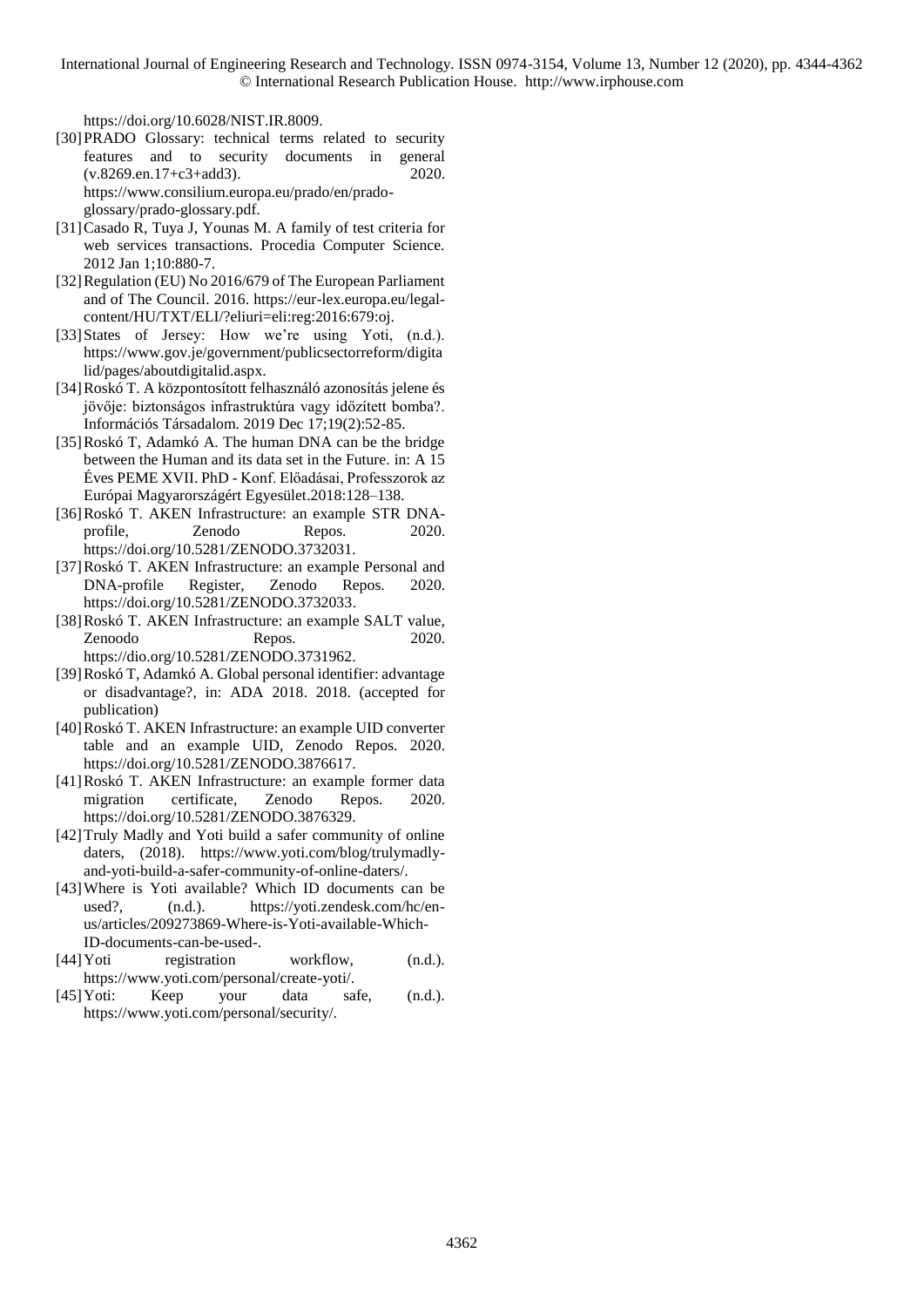https://doi.org/10.6028/NIST.IR.8009.

[30] PRADO Glossary: technical terms related to security features and to security documents in general (v.8269.en.17+c3+add3). 2020. https://www.consilium.europa.eu/prado/en/prado-glossary/prado-glossary.pdf.

[31] Casado R, Tuya J, Younas M. A family of test criteria for web services transactions. Procedia Computer Science. 2012 Jan 1;10:880-7.

[32] Regulation (EU) No 2016/679 of The European Parliament and of The Council. 2016. https://eur-lex.europa.eu/legal-content/HU/TXT/ELI/?eliuri=eli:reg:2016:679:oj.

[33] States of Jersey: How we're using Yoti, (n.d.). https://www.gov.je/government/publicsectorreform/digitalid/pages/aboutdigitalid.aspx.

[34] Roskó T. A központosított felhasználó azonosítás jelene és jövője: biztonságos infrastruktúra vagy időzített bomba?. Információs Társadalom. 2019 Dec 17;19(2):52-85.

[35] Roskó T, Adamkó A. The human DNA can be the bridge between the Human and its data set in the Future. in: A 15 Éves PEME XVII. PhD - Konf. Előadásai, Professzorok az Európai Magyarországért Egyesület.2018:128–138.

[36] Roskó T. AKEN Infrastructure: an example STR DNA-profile, Zenodo Repos. 2020. https://doi.org/10.5281/ZENODO.3732031.

[37] Roskó T. AKEN Infrastructure: an example Personal and DNA-profile Register, Zenodo Repos. 2020. https://doi.org/10.5281/ZENODO.3732033.

[38] Roskó T. AKEN Infrastructure: an example SALT value, Zenoodo Repos. 2020. https://dio.org/10.5281/ZENODO.3731962.

[39] Roskó T, Adamkó A. Global personal identifier: advantage or disadvantage?, in: ADA 2018. 2018. (accepted for publication)

[40] Roskó T. AKEN Infrastructure: an example UID converter table and an example UID, Zenodo Repos. 2020. https://doi.org/10.5281/ZENODO.3876617.

[41] Roskó T. AKEN Infrastructure: an example former data migration certificate, Zenodo Repos. 2020. https://doi.org/10.5281/ZENODO.3876329.

[42] Truly Madly and Yoti build a safer community of online daters, (2018). https://www.yoti.com/blog/trulymadly-and-yoti-build-a-safer-community-of-online-daters/.

[43] Where is Yoti available? Which ID documents can be used?, (n.d.). https://yoti.zendesk.com/hc/en-us/articles/209273869-Where-is-Yoti-available-Which-ID-documents-can-be-used-.

[44] Yoti registration workflow, (n.d.). https://www.yoti.com/personal/create-yoti/.

[45] Yoti: Keep your data safe, (n.d.). https://www.yoti.com/personal/security/.